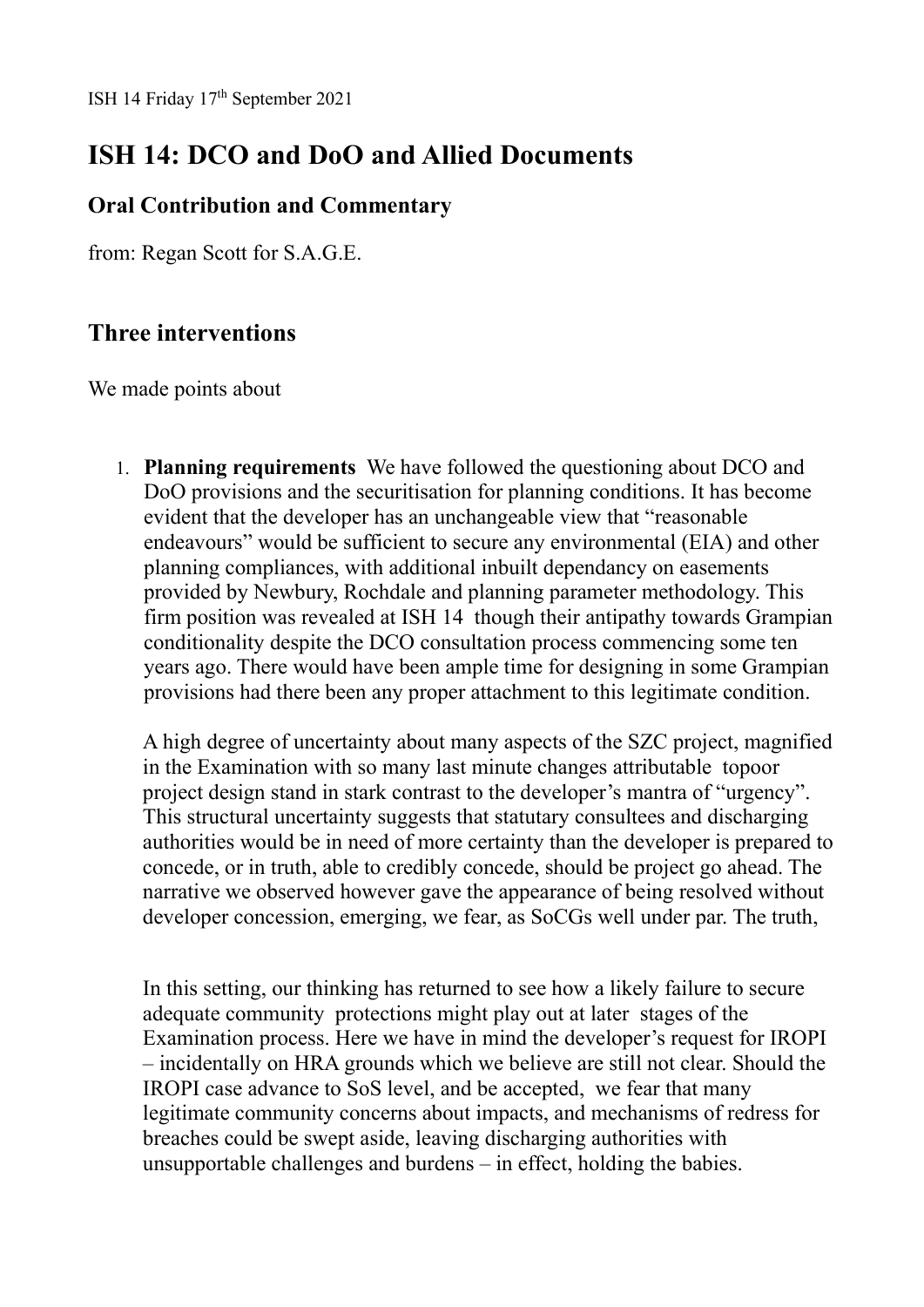ISH 14 Friday 17th September 2021

# ISH 14: DCO and DoO and Allied Documents

## Oral Contribution and Commentary

from: Regan Scott for S.A.G.E.

## Three interventions

We made points about

1. **Planning requirements** We have followed the questioning about DCO and DoO provisions and the securitisation for planning conditions. It has become evident that the developer has an unchangeable view that "reasonable endeavours" would be sufficient to secure any environmental (EIA) and other planning compliances, with additional inbuilt dependancy on easements provided by Newbury, Rochdale and planning parameter methodology. This firm position was revealed at ISH 14 though their antipathy towards Grampian conditionality despite the DCO consultation process commencing some ten years ago. There would have been ample time for designing in some Grampian provisions had there been any proper attachment to this legitimate condition.

   A high degree of uncertainty about many aspects of the SZC project, magnified in the Examination with so many last minute changes attributable topoor project design stand in stark contrast to the developer's mantra of "urgency". This structural uncertainty suggests that statutary consultees and discharging authorities would be in need of more certainty than the developer is prepared to concede, or in truth, able to credibly concede, should be project go ahead. The narrative we observed however gave the appearance of being resolved without developer concession, emerging, we fear, as SoCGs well under par. The truth,

   In this setting, our thinking has returned to see how a likely failure to secure adequate community protections might play out at later stages of the Examination process. Here we have in mind the developer's request for IROPI – incidentally on HRA grounds which we believe are still not clear. Should the IROPI case advance to SoS level, and be accepted, we fear that many legitimate community concerns about impacts, and mechanisms of redress for breaches could be swept aside, leaving discharging authorities with unsupportable challenges and burdens – in effect, holding the babies.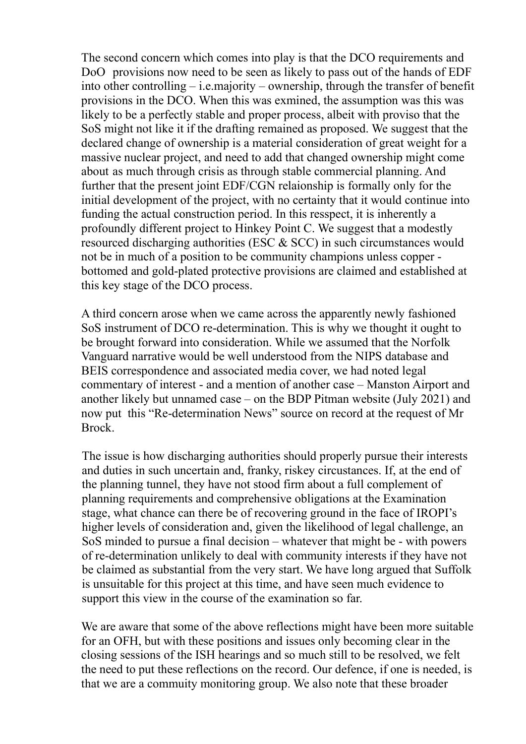The second concern which comes into play is that the DCO requirements and DoO provisions now need to be seen as likely to pass out of the hands of EDF into other controlling – i.e.majority – ownership, through the transfer of benefit provisions in the DCO. When this was exmined, the assumption was this was likely to be a perfectly stable and proper process, albeit with proviso that the SoS might not like it if the drafting remained as proposed. We suggest that the declared change of ownership is a material consideration of great weight for a massive nuclear project, and need to add that changed ownership might come about as much through crisis as through stable commercial planning. And further that the present joint EDF/CGN relaionship is formally only for the initial development of the project, with no certainty that it would continue into funding the actual construction period. In this resspect, it is inherently a profoundly different project to Hinkey Point C. We suggest that a modestly resourced discharging authorities (ESC & SCC) in such circumstances would not be in much of a position to be community champions unless copper - bottomed and gold-plated protective provisions are claimed and established at this key stage of the DCO process.

A third concern arose when we came across the apparently newly fashioned SoS instrument of DCO re-determination. This is why we thought it ought to be brought forward into consideration. While we assumed that the Norfolk Vanguard narrative would be well understood from the NIPS database and BEIS correspondence and associated media cover, we had noted legal commentary of interest - and a mention of another case – Manston Airport and another likely but unnamed case – on the BDP Pitman website (July 2021) and now put this "Re-determination News" source on record at the request of Mr Brock.

The issue is how discharging authorities should properly pursue their interests and duties in such uncertain and, franky, riskey circustances. If, at the end of the planning tunnel, they have not stood firm about a full complement of planning requirements and comprehensive obligations at the Examination stage, what chance can there be of recovering ground in the face of IROPI's higher levels of consideration and, given the likelihood of legal challenge, an SoS minded to pursue a final decision – whatever that might be - with powers of re-determination unlikely to deal with community interests if they have not be claimed as substantial from the very start. We have long argued that Suffolk is unsuitable for this project at this time, and have seen much evidence to support this view in the course of the examination so far.

We are aware that some of the above reflections might have been more suitable for an OFH, but with these positions and issues only becoming clear in the closing sessions of the ISH hearings and so much still to be resolved, we felt the need to put these reflections on the record. Our defence, if one is needed, is that we are a commuity monitoring group. We also note that these broader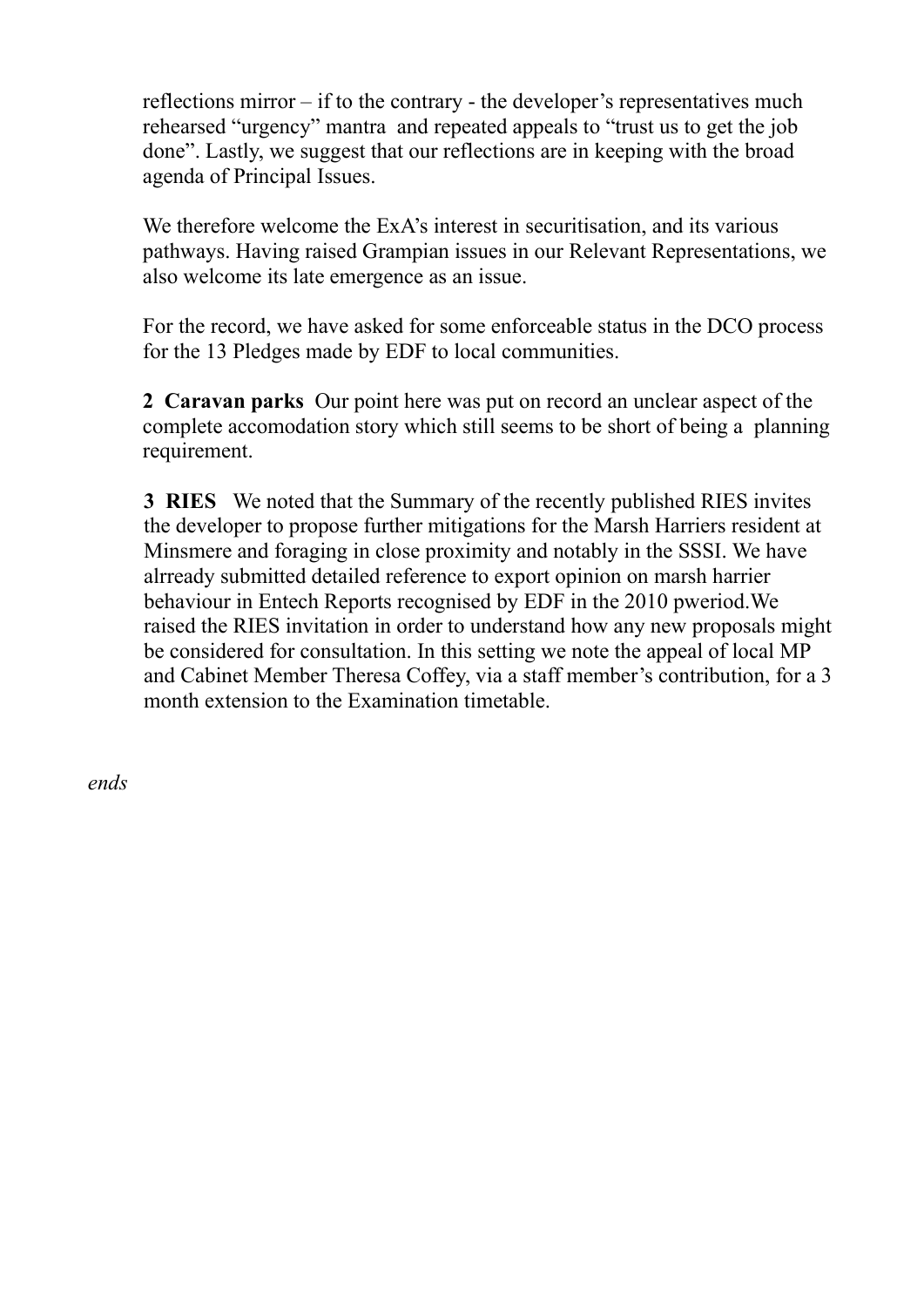reflections mirror – if to the contrary - the developer's representatives much rehearsed "urgency" mantra and repeated appeals to "trust us to get the job done". Lastly, we suggest that our reflections are in keeping with the broad agenda of Principal Issues.

We therefore welcome the ExA's interest in securitisation, and its various pathways. Having raised Grampian issues in our Relevant Representations, we also welcome its late emergence as an issue.

For the record, we have asked for some enforceable status in the DCO process for the 13 Pledges made by EDF to local communities.

**2 Caravan parks** Our point here was put on record an unclear aspect of the complete accomodation story which still seems to be short of being a planning requirement.

**3 RIES** We noted that the Summary of the recently published RIES invites the developer to propose further mitigations for the Marsh Harriers resident at Minsmere and foraging in close proximity and notably in the SSSI. We have alrready submitted detailed reference to export opinion on marsh harrier behaviour in Entech Reports recognised by EDF in the 2010 pweriod.We raised the RIES invitation in order to understand how any new proposals might be considered for consultation. In this setting we note the appeal of local MP and Cabinet Member Theresa Coffey, via a staff member's contribution, for a 3 month extension to the Examination timetable.

*ends*